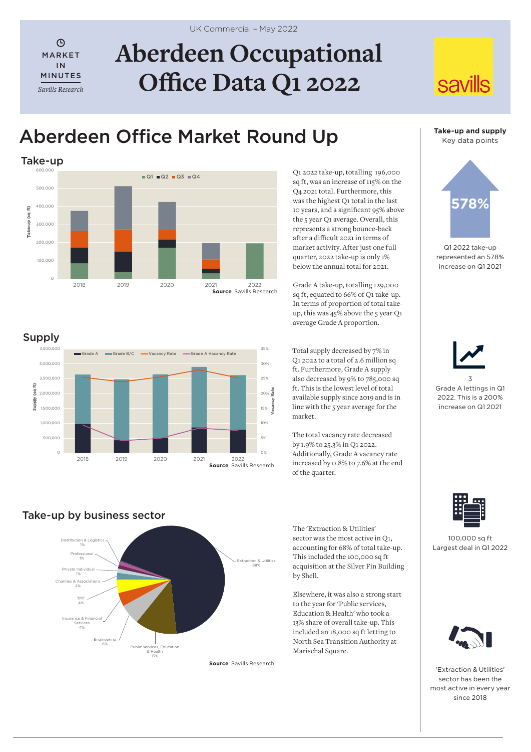UK Commercial – May 2022

MARKET IN MINUTES

*Savills Research*

# Aberdeen Occupational Office Data Q1 2022

## Aberdeen Office Market Round Up

### Take-up

Source Savills Research

Q1 2022 take-up, totalling 196,000 sq ft, was an increase of 115% on the Q4 2021 total. Furthermore, this was the highest Q1 total in the last 10 years, and a significant 95% above the 5 year Q1 average. Overall, this represents a strong bounce-back after a difficult 2021 in terms of market activity. After just one full quarter, 2022 take-up is only 1% below the annual total for 2021.

Grade A take-up, totalling 129,000 sq ft, equated to 66% of Q1 take-up. In terms of proportion of total take-up, this was 45% above the 5 year Q1 average Grade A proportion.

### Supply

Source Savills Research

Total supply decreased by 7% in Q1 2022 to a total of 2.6 million sq ft. Furthermore, Grade A supply also decreased by 9% to 785,000 sq ft. This is the lowest level of total available supply since 2019 and is in line with the 5 year average for the market.

The total vacancy rate decreased by 1.9% to 25.3% in Q1 2022. Additionally, Grade A vacancy rate increased by 0.8% to 7.6% at the end of the quarter.

### Take-up by business sector

Source Savills Research

The 'Extraction & Utilities' sector was the most active in Q1, accounting for 68% of total take-up. This included the 100,000 sq ft acquisition at the Silver Fin Building by Shell.

Elsewhere, it was also a strong start to the year for 'Public services, Education & Health' who took a 13% share of overall take-up. This included an 18,000 sq ft letting to North Sea Transition Authority at Marischal Square.

**Take-up and supply**
Key data points

578%
Q1 2022 take-up represented an 578% increase on Q1 2021

3
Grade A lettings in Q1 2022. This is a 200% increase on Q1 2021

100,000 sq ft
Largest deal in Q1 2022

'Extraction & Utilities' sector has been the most active in every year since 2018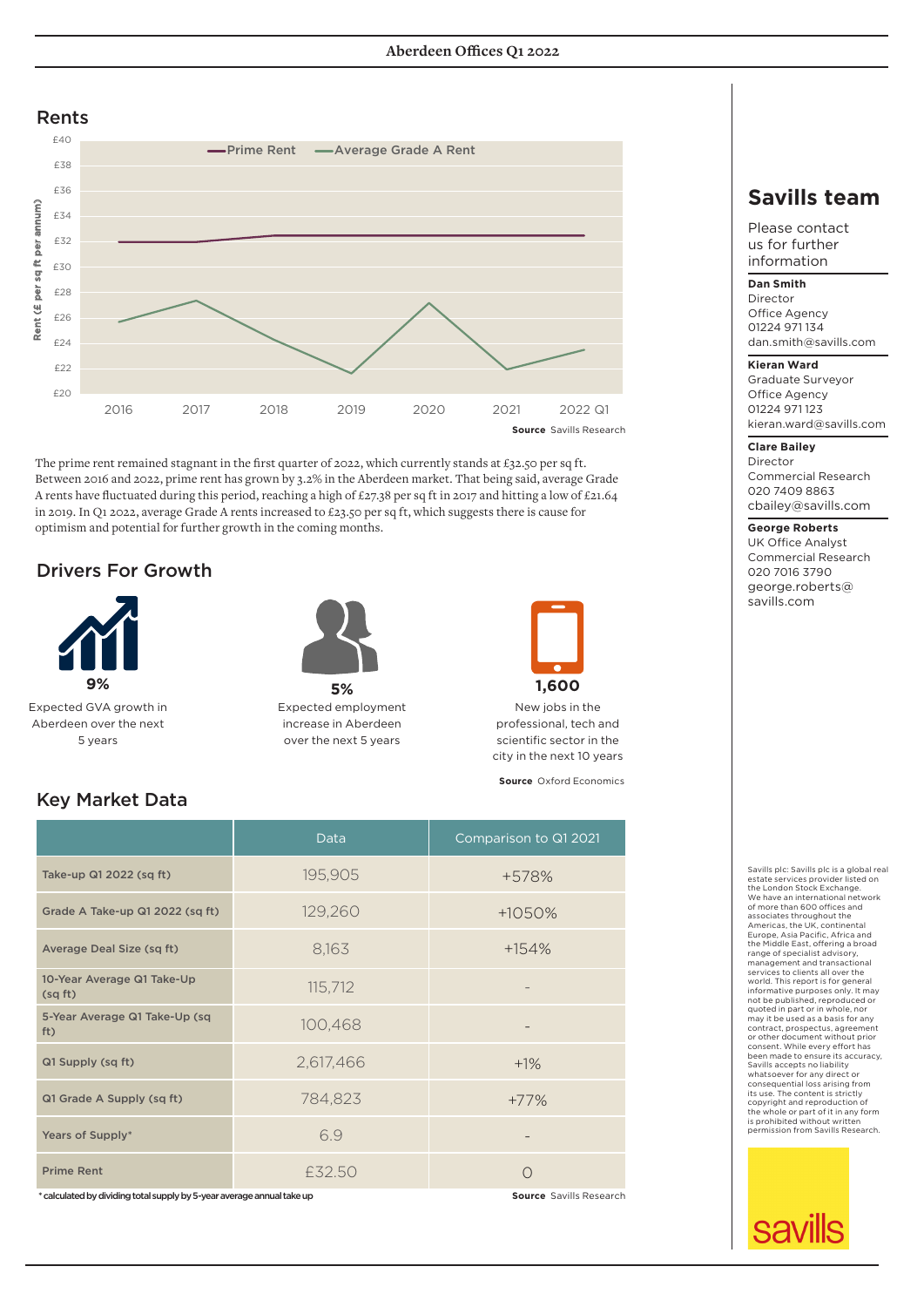## Rents

Prime Rent
Average Grade A Rent

Rent (£ per sq ft per annum)

£40
£38
£36
£34
£32
£30
£28
£26
£24
£22
£20

2016
2017
2018
2019
2020
2021
2022 Q1

**Source** Savills Research

The prime rent remained stagnant in the first quarter of 2022, which currently stands at £32.50 per sq ft. Between 2016 and 2022, prime rent has grown by 3.2% in the Aberdeen market. That being said, average Grade A rents have fluctuated during this period, reaching a high of £27.38 per sq ft in 2017 and hitting a low of £21.64 in 2019. In Q1 2022, average Grade A rents increased to £23.50 per sq ft, which suggests there is cause for optimism and potential for further growth in the coming months.

## Drivers For Growth

**9%**
Expected GVA growth in Aberdeen over the next 5 years

**5%**
Expected employment increase in Aberdeen over the next 5 years

**1,600**
New jobs in the professional, tech and scientific sector in the city in the next 10 years

**Source** Oxford Economics

## Key Market Data

| | Data | Comparison to Q1 2021 |
|---|---|---|
| Take-up Q1 2022 (sq ft) | 195,905 | +578% |
| Grade A Take-up Q1 2022 (sq ft) | 129,260 | +1050% |
| Average Deal Size (sq ft) | 8,163 | +154% |
| 10-Year Average Q1 Take-Up (sq ft) | 115,712 | - |
| 5-Year Average Q1 Take-Up (sq ft) | 100,468 | - |
| Q1 Supply (sq ft) | 2,617,466 | +1% |
| Q1 Grade A Supply (sq ft) | 784,823 | +77% |
| Years of Supply* | 6.9 | - |
| Prime Rent | £32.50 | 0 |

* calculated by dividing total supply by 5-year average annual take up

**Source** Savills Research

## Savills team

Please contact us for further information

**Dan Smith**
Director
Office Agency
01224 971 134
dan.smith@savills.com

**Kieran Ward**
Graduate Surveyor
Office Agency
01224 971 123
kieran.ward@savills.com

**Clare Bailey**
Director
Commercial Research
020 7409 8863
cbailey@savills.com

**George Roberts**
UK Office Analyst
Commercial Research
020 7016 3790
george.roberts@savills.com

Savills plc: Savills plc is a global real estate services provider listed on the London Stock Exchange. We have an international network of more than 600 offices and associates throughout the Americas, the UK, continental Europe, Asia Pacific, Africa and the Middle East, offering a broad range of specialist advisory, management and transactional services to clients all over the world. This report is for general informative purposes only. It may not be published, reproduced or quoted in part or in whole, nor may it be used as a basis for any contract, prospectus, agreement or other document without prior consent. While every effort has been made to ensure its accuracy, Savills accepts no liability whatsoever for any direct or consequential loss arising from its use. The content is strictly copyright and reproduction of the whole or part of it in any form is prohibited without written permission from Savills Research.

savills